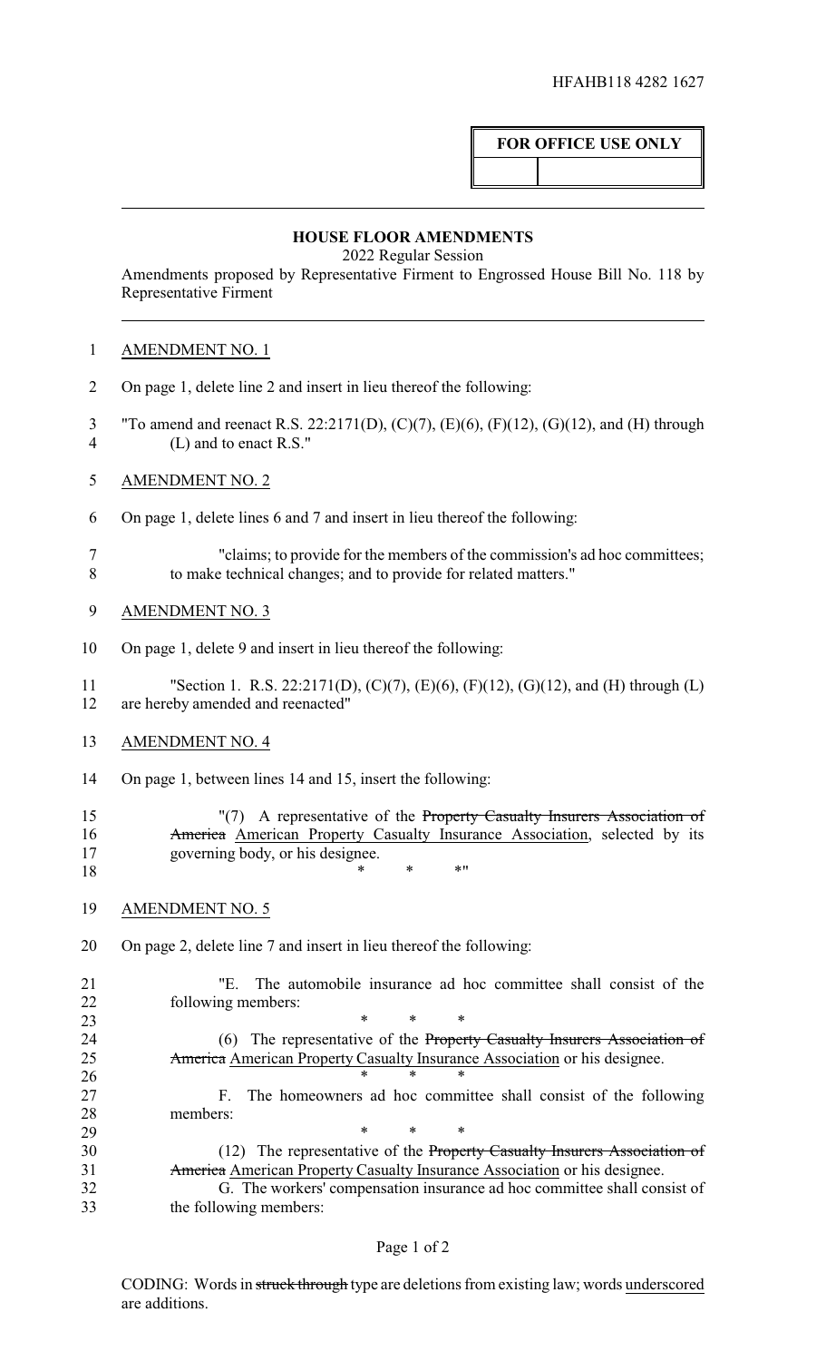HFAHB118 4282 1627

| FOR OFFICE USE ONLY | |
|---|---|
| | |

**HOUSE FLOOR AMENDMENTS**

2022 Regular Session

Amendments proposed by Representative Firment to Engrossed House Bill No. 118 by Representative Firment

<u>AMENDMENT NO. 1</u>

On page 1, delete line 2 and insert in lieu thereof the following:

"To amend and reenact R.S. 22:2171(D), (C)(7), (E)(6), (F)(12), (G)(12), and (H) through (L) and to enact R.S."

<u>AMENDMENT NO. 2</u>

On page 1, delete lines 6 and 7 and insert in lieu thereof the following:

"claims; to provide for the members of the commission's ad hoc committees; to make technical changes; and to provide for related matters."

<u>AMENDMENT NO. 3</u>

On page 1, delete 9 and insert in lieu thereof the following:

"Section 1. R.S. 22:2171(D), (C)(7), (E)(6), (F)(12), (G)(12), and (H) through (L) are hereby amended and reenacted"

<u>AMENDMENT NO. 4</u>

On page 1, between lines 14 and 15, insert the following:

"(7) A representative of the ~~Property Casualty Insurers Association of America~~ <u>American Property Casualty Insurance Association</u>, selected by its governing body, or his designee.

\* \* \*"

<u>AMENDMENT NO. 5</u>

On page 2, delete line 7 and insert in lieu thereof the following:

"E. The automobile insurance ad hoc committee shall consist of the following members:

\* \* \*

(6) The representative of the ~~Property Casualty Insurers Association of America~~ <u>American Property Casualty Insurance Association</u> or his designee.

\* \* \*

F. The homeowners ad hoc committee shall consist of the following members:

\* \* \*

(12) The representative of the ~~Property Casualty Insurers Association of America~~ <u>American Property Casualty Insurance Association</u> or his designee.

G. The workers' compensation insurance ad hoc committee shall consist of the following members: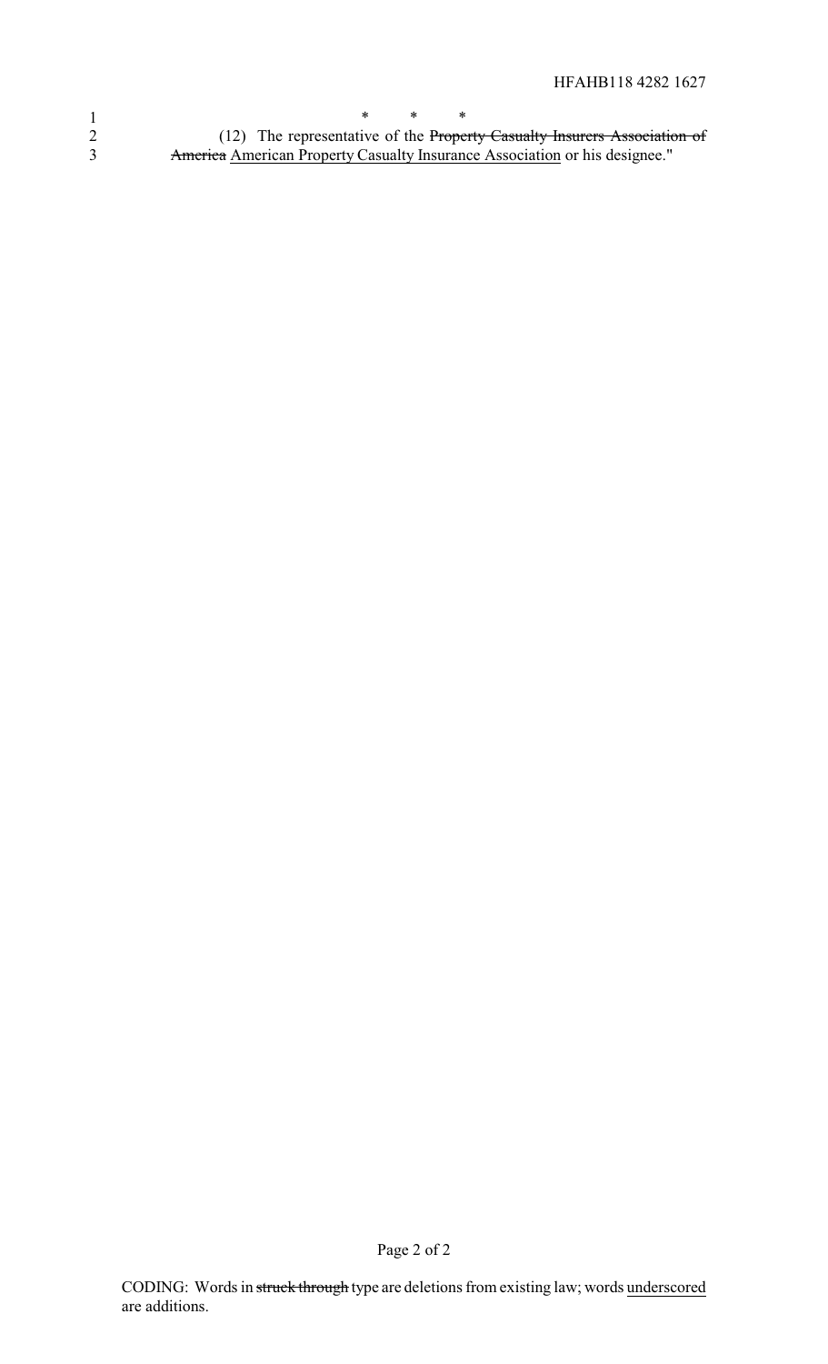\* \* \*

(12) The representative of the ~~Property Casualty Insurers Association of America~~ <u>American Property Casualty Insurance Association</u> or his designee."

CODING: Words in ~~struck through~~ type are deletions from existing law; words <u>underscored</u> are additions.